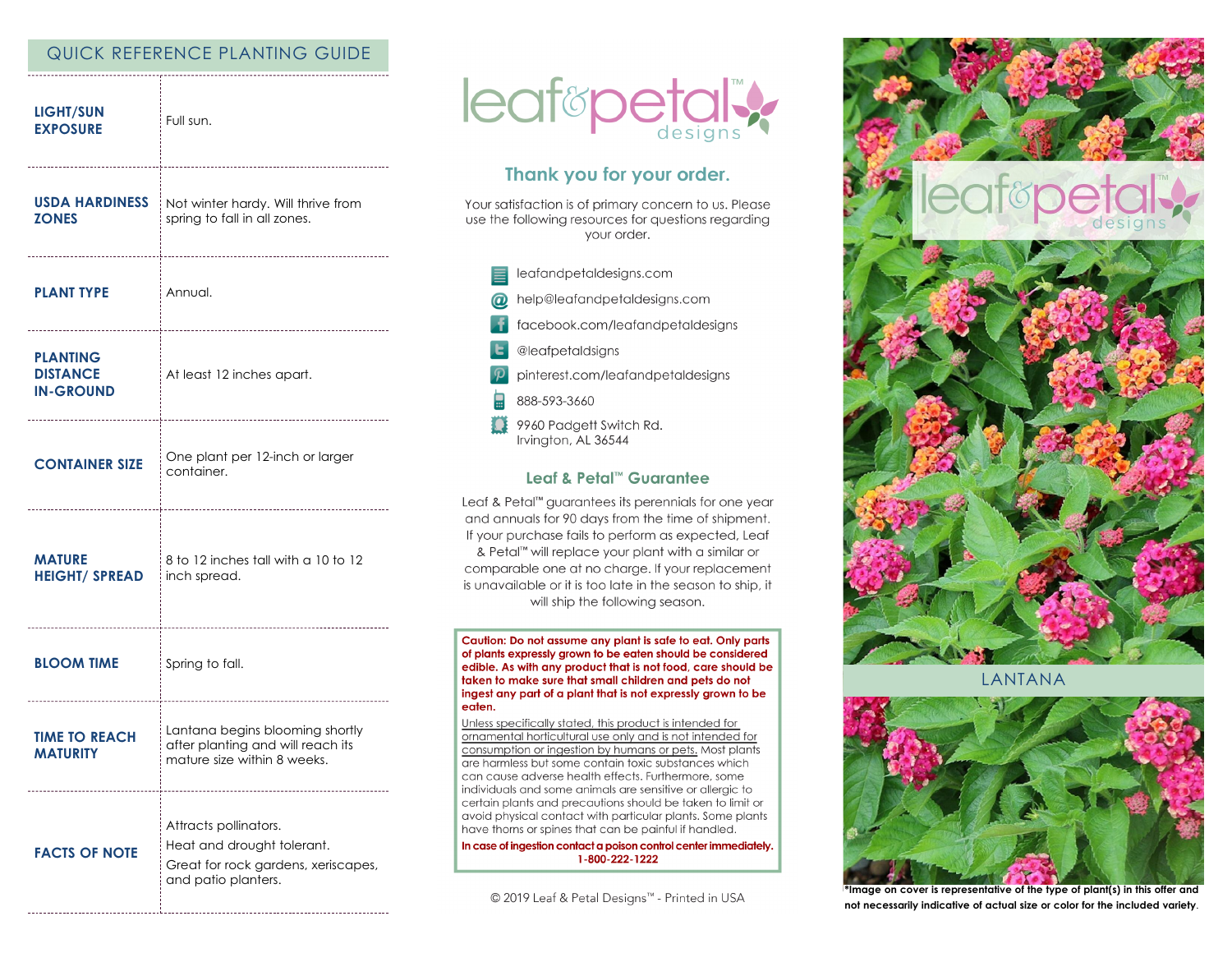## QUICK REFERENCE PLANTING GUIDE

| | |
|---|---|
| **LIGHT/SUN EXPOSURE** | Full sun. |
| **USDA HARDINESS ZONES** | Not winter hardy. Will thrive from spring to fall in all zones. |
| **PLANT TYPE** | Annual. |
| **PLANTING DISTANCE IN-GROUND** | At least 12 inches apart. |
| **CONTAINER SIZE** | One plant per 12-inch or larger container. |
| **MATURE HEIGHT/ SPREAD** | 8 to 12 inches tall with a 10 to 12 inch spread. |
| **BLOOM TIME** | Spring to fall. |
| **TIME TO REACH MATURITY** | Lantana begins blooming shortly after planting and will reach its mature size within 8 weeks. |
| **FACTS OF NOTE** | Attracts pollinators.<br>Heat and drought tolerant.<br>Great for rock gardens, xeriscapes, and patio planters. |

leaf&petal™ designs

## Thank you for your order.

Your satisfaction is of primary concern to us. Please use the following resources for questions regarding your order.

- leafandpetaldesigns.com
- help@leafandpetaldesigns.com
- facebook.com/leafandpetaldesigns
- @leafpetaldsigns
- pinterest.com/leafandpetaldesigns
- 888-593-3660
- 9960 Padgett Switch Rd.
  Irvington, AL 36544

### Leaf & Petal™ Guarantee

Leaf & Petal™ guarantees its perennials for one year and annuals for 90 days from the time of shipment. If your purchase fails to perform as expected, Leaf & Petal™ will replace your plant with a similar or comparable one at no charge. If your replacement is unavailable or it is too late in the season to ship, it will ship the following season.

**Caution: Do not assume any plant is safe to eat. Only parts of plants expressly grown to be eaten should be considered edible. As with any product that is not food, care should be taken to make sure that small children and pets do not ingest any part of a plant that is not expressly grown to be eaten.**

Unless specifically stated, this product is intended for ornamental horticultural use only and is not intended for consumption or ingestion by humans or pets. Most plants are harmless but some contain toxic substances which can cause adverse health effects. Furthermore, some individuals and some animals are sensitive or allergic to certain plants and precautions should be taken to limit or avoid physical contact with particular plants. Some plants have thorns or spines that can be painful if handled.

**In case of ingestion contact a poison control center immediately. 1-800-222-1222**

© 2019 Leaf & Petal Designs™ - Printed in USA

leaf&petal™ designs

LANTANA

*Image on cover is representative of the type of plant(s) in this offer and not necessarily indicative of actual size or color for the included variety.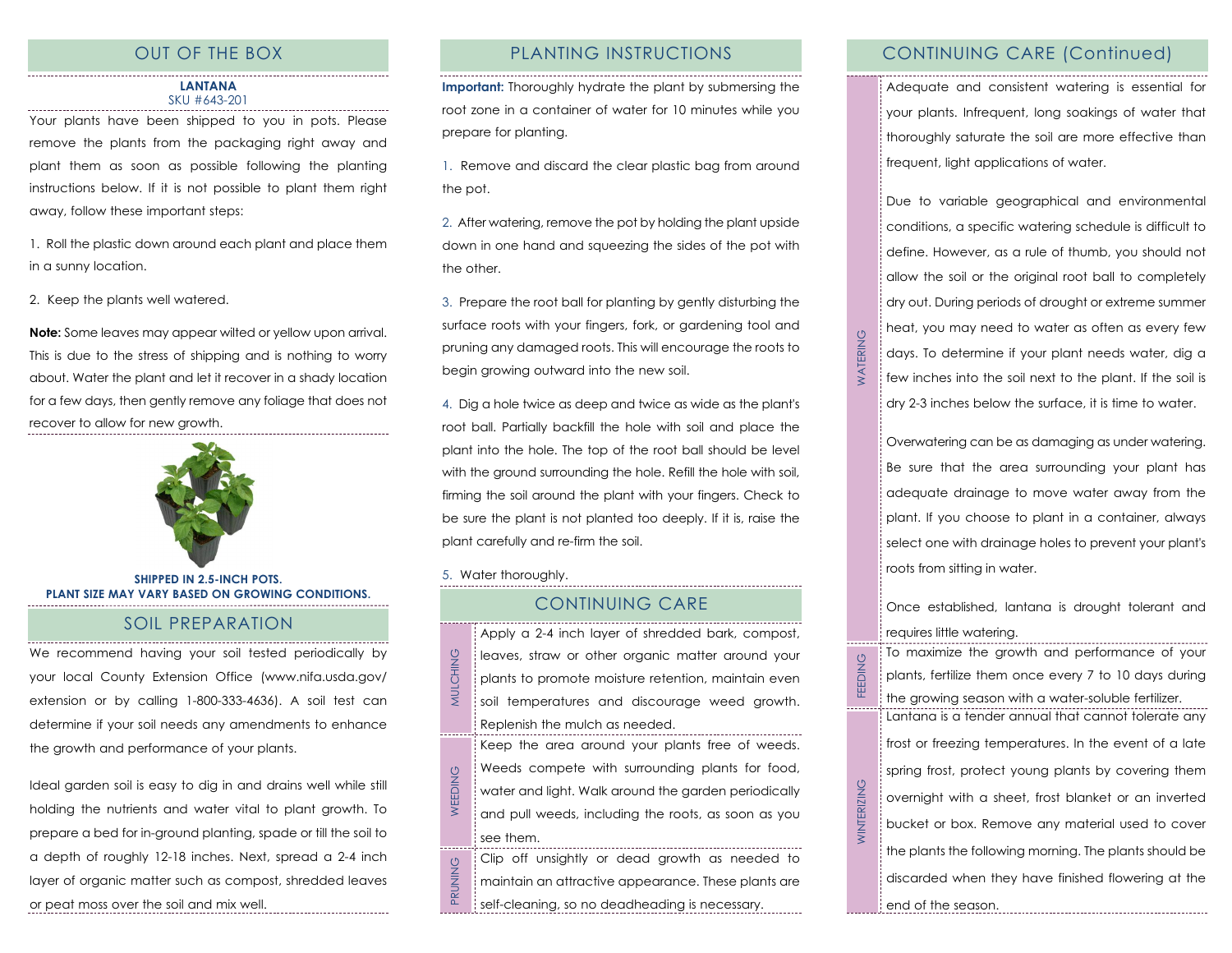## OUT OF THE BOX

**LANTANA**
SKU #643-201

Your plants have been shipped to you in pots. Please remove the plants from the packaging right away and plant them as soon as possible following the planting instructions below. If it is not possible to plant them right away, follow these important steps:

1. Roll the plastic down around each plant and place them in a sunny location.

2. Keep the plants well watered.

**Note:** Some leaves may appear wilted or yellow upon arrival. This is due to the stress of shipping and is nothing to worry about. Water the plant and let it recover in a shady location for a few days, then gently remove any foliage that does not recover to allow for new growth.

**SHIPPED IN 2.5-INCH POTS.**
**PLANT SIZE MAY VARY BASED ON GROWING CONDITIONS.**

## SOIL PREPARATION

We recommend having your soil tested periodically by your local County Extension Office (www.nifa.usda.gov/extension or by calling 1-800-333-4636). A soil test can determine if your soil needs any amendments to enhance the growth and performance of your plants.

Ideal garden soil is easy to dig in and drains well while still holding the nutrients and water vital to plant growth. To prepare a bed for in-ground planting, spade or till the soil to a depth of roughly 12-18 inches. Next, spread a 2-4 inch layer of organic matter such as compost, shredded leaves or peat moss over the soil and mix well.

## PLANTING INSTRUCTIONS

**Important:** Thoroughly hydrate the plant by submersing the root zone in a container of water for 10 minutes while you prepare for planting.

1. Remove and discard the clear plastic bag from around the pot.

2. After watering, remove the pot by holding the plant upside down in one hand and squeezing the sides of the pot with the other.

3. Prepare the root ball for planting by gently disturbing the surface roots with your fingers, fork, or gardening tool and pruning any damaged roots. This will encourage the roots to begin growing outward into the new soil.

4. Dig a hole twice as deep and twice as wide as the plant's root ball. Partially backfill the hole with soil and place the plant into the hole. The top of the root ball should be level with the ground surrounding the hole. Refill the hole with soil, firming the soil around the plant with your fingers. Check to be sure the plant is not planted too deeply. If it is, raise the plant carefully and re-firm the soil.

5. Water thoroughly.

## CONTINUING CARE

**MULCHING**

Apply a 2-4 inch layer of shredded bark, compost, leaves, straw or other organic matter around your plants to promote moisture retention, maintain even soil temperatures and discourage weed growth. Replenish the mulch as needed.

**WEEDING**

Keep the area around your plants free of weeds. Weeds compete with surrounding plants for food, water and light. Walk around the garden periodically and pull weeds, including the roots, as soon as you see them.

**PRUNING**

Clip off unsightly or dead growth as needed to maintain an attractive appearance. These plants are self-cleaning, so no deadheading is necessary.

## CONTINUING CARE (Continued)

**WATERING**

Adequate and consistent watering is essential for your plants. Infrequent, long soakings of water that thoroughly saturate the soil are more effective than frequent, light applications of water.

Due to variable geographical and environmental conditions, a specific watering schedule is difficult to define. However, as a rule of thumb, you should not allow the soil or the original root ball to completely dry out. During periods of drought or extreme summer heat, you may need to water as often as every few days. To determine if your plant needs water, dig a few inches into the soil next to the plant. If the soil is dry 2-3 inches below the surface, it is time to water.

Overwatering can be as damaging as under watering. Be sure that the area surrounding your plant has adequate drainage to move water away from the plant. If you choose to plant in a container, always select one with drainage holes to prevent your plant's roots from sitting in water.

Once established, lantana is drought tolerant and requires little watering.

**FEEDING**

To maximize the growth and performance of your plants, fertilize them once every 7 to 10 days during the growing season with a water-soluble fertilizer.

**WINTERIZING**

Lantana is a tender annual that cannot tolerate any frost or freezing temperatures. In the event of a late spring frost, protect young plants by covering them overnight with a sheet, frost blanket or an inverted bucket or box. Remove any material used to cover the plants the following morning. The plants should be discarded when they have finished flowering at the end of the season.